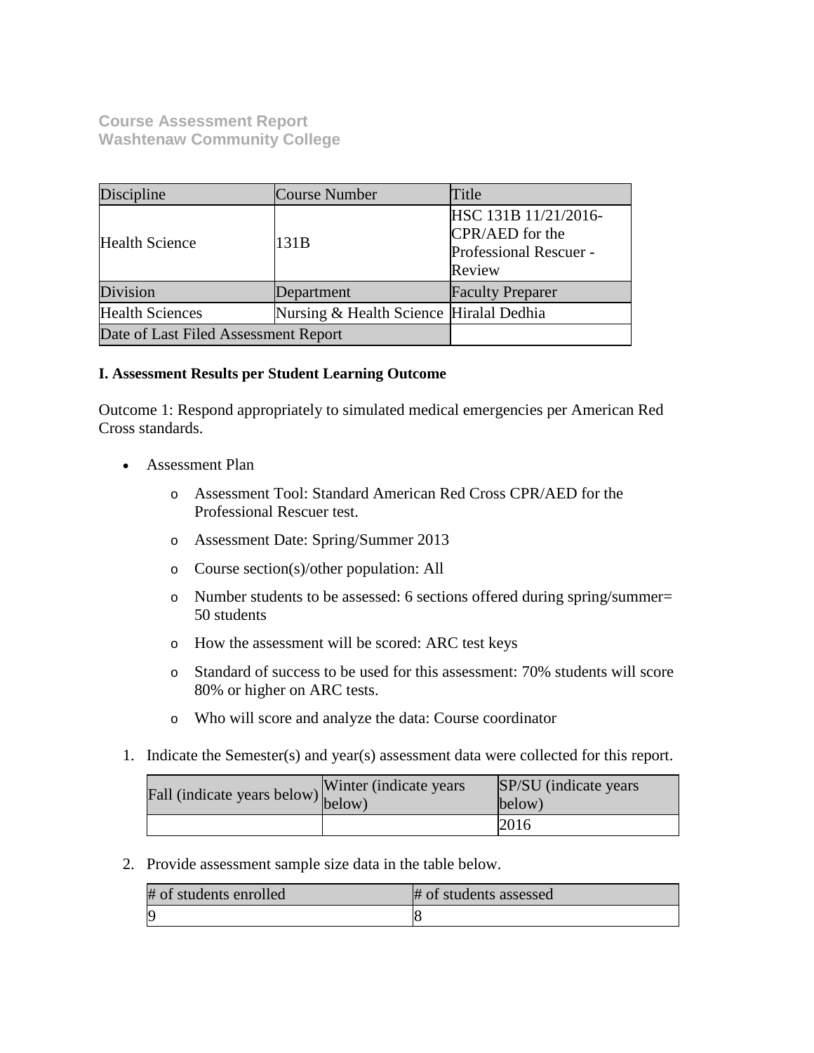**Course Assessment Report**
**Washtenaw Community College**

| Discipline | Course Number | Title |
| --- | --- | --- |
| Health Science | 131B | HSC 131B 11/21/2016-CPR/AED for the Professional Rescuer - Review |
| Division | Department | Faculty Preparer |
| Health Sciences | Nursing & Health Science | Hiralal Dedhia |
| Date of Last Filed Assessment Report | | |

**I. Assessment Results per Student Learning Outcome**

Outcome 1: Respond appropriately to simulated medical emergencies per American Red Cross standards.

- Assessment Plan
    - Assessment Tool: Standard American Red Cross CPR/AED for the Professional Rescuer test.
    - Assessment Date: Spring/Summer 2013
    - Course section(s)/other population: All
    - Number students to be assessed: 6 sections offered during spring/summer= 50 students
    - How the assessment will be scored: ARC test keys
    - Standard of success to be used for this assessment: 70% students will score 80% or higher on ARC tests.
    - Who will score and analyze the data: Course coordinator

1. Indicate the Semester(s) and year(s) assessment data were collected for this report.

| Fall (indicate years below) | Winter (indicate years below) | SP/SU (indicate years below) |
| --- | --- | --- |
| | | 2016 |

2. Provide assessment sample size data in the table below.

| # of students enrolled | # of students assessed |
| --- | --- |
| 9 | 8 |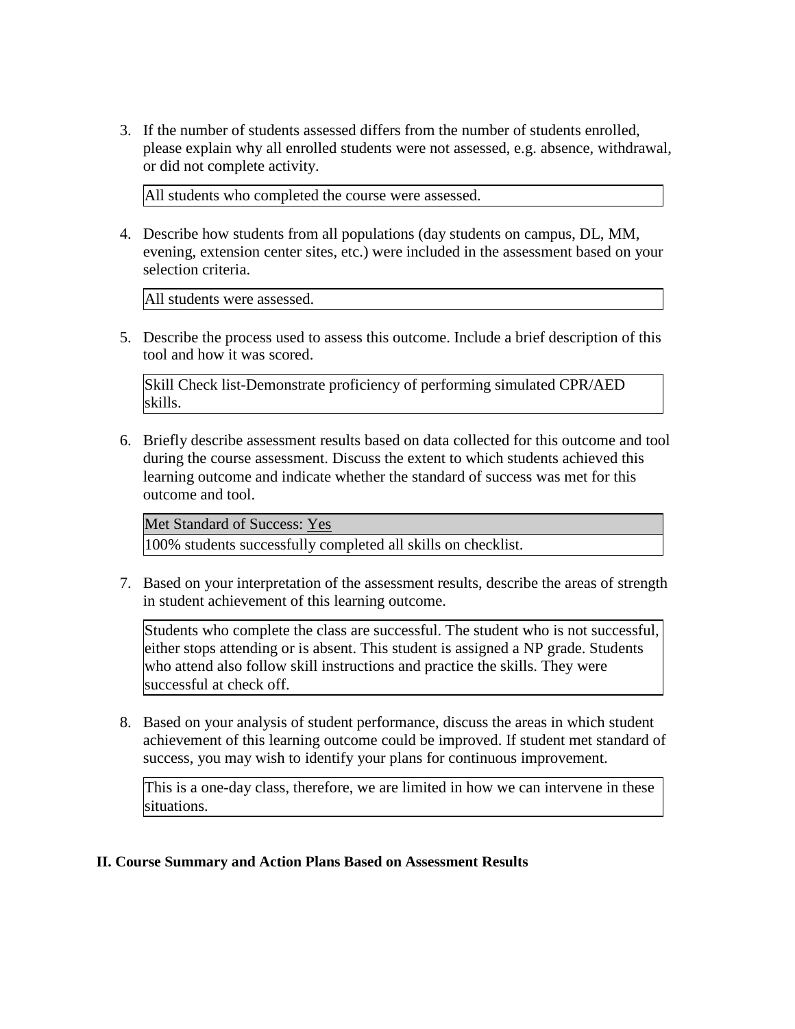3. If the number of students assessed differs from the number of students enrolled, please explain why all enrolled students were not assessed, e.g. absence, withdrawal, or did not complete activity.

| All students who completed the course were assessed. |
|---|

4. Describe how students from all populations (day students on campus, DL, MM, evening, extension center sites, etc.) were included in the assessment based on your selection criteria.

| All students were assessed. |
|---|

5. Describe the process used to assess this outcome. Include a brief description of this tool and how it was scored.

| Skill Check list-Demonstrate proficiency of performing simulated CPR/AED skills. |
|---|

6. Briefly describe assessment results based on data collected for this outcome and tool during the course assessment. Discuss the extent to which students achieved this learning outcome and indicate whether the standard of success was met for this outcome and tool.

| Met Standard of Success: Yes |
|---|
| 100% students successfully completed all skills on checklist. |

7. Based on your interpretation of the assessment results, describe the areas of strength in student achievement of this learning outcome.

| Students who complete the class are successful. The student who is not successful, either stops attending or is absent. This student is assigned a NP grade. Students who attend also follow skill instructions and practice the skills. They were successful at check off. |
|---|

8. Based on your analysis of student performance, discuss the areas in which student achievement of this learning outcome could be improved. If student met standard of success, you may wish to identify your plans for continuous improvement.

| This is a one-day class, therefore, we are limited in how we can intervene in these situations. |
|---|

**II. Course Summary and Action Plans Based on Assessment Results**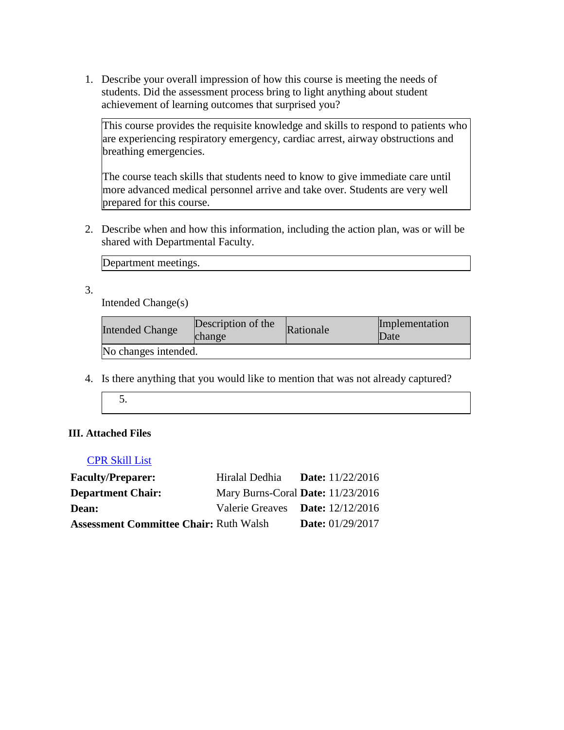1. Describe your overall impression of how this course is meeting the needs of students. Did the assessment process bring to light anything about student achievement of learning outcomes that surprised you?

    This course provides the requisite knowledge and skills to respond to patients who are experiencing respiratory emergency, cardiac arrest, airway obstructions and breathing emergencies.

    The course teach skills that students need to know to give immediate care until more advanced medical personnel arrive and take over. Students are very well prepared for this course.

2. Describe when and how this information, including the action plan, was or will be shared with Departmental Faculty.

    Department meetings.

3. Intended Change(s)

| Intended Change | Description of the change | Rationale | Implementation Date |
| --- | --- | --- | --- |
| No changes intended. | | | |

4. Is there anything that you would like to mention that was not already captured?

    5.

**III. Attached Files**

CPR Skill List

| | | |
| --- | --- | --- |
| **Faculty/Preparer:** | Hiralal Dedhia | **Date:** 11/22/2016 |
| **Department Chair:** | Mary Burns-Coral | **Date:** 11/23/2016 |
| **Dean:** | Valerie Greaves | **Date:** 12/12/2016 |
| **Assessment Committee Chair:** | Ruth Walsh | **Date:** 01/29/2017 |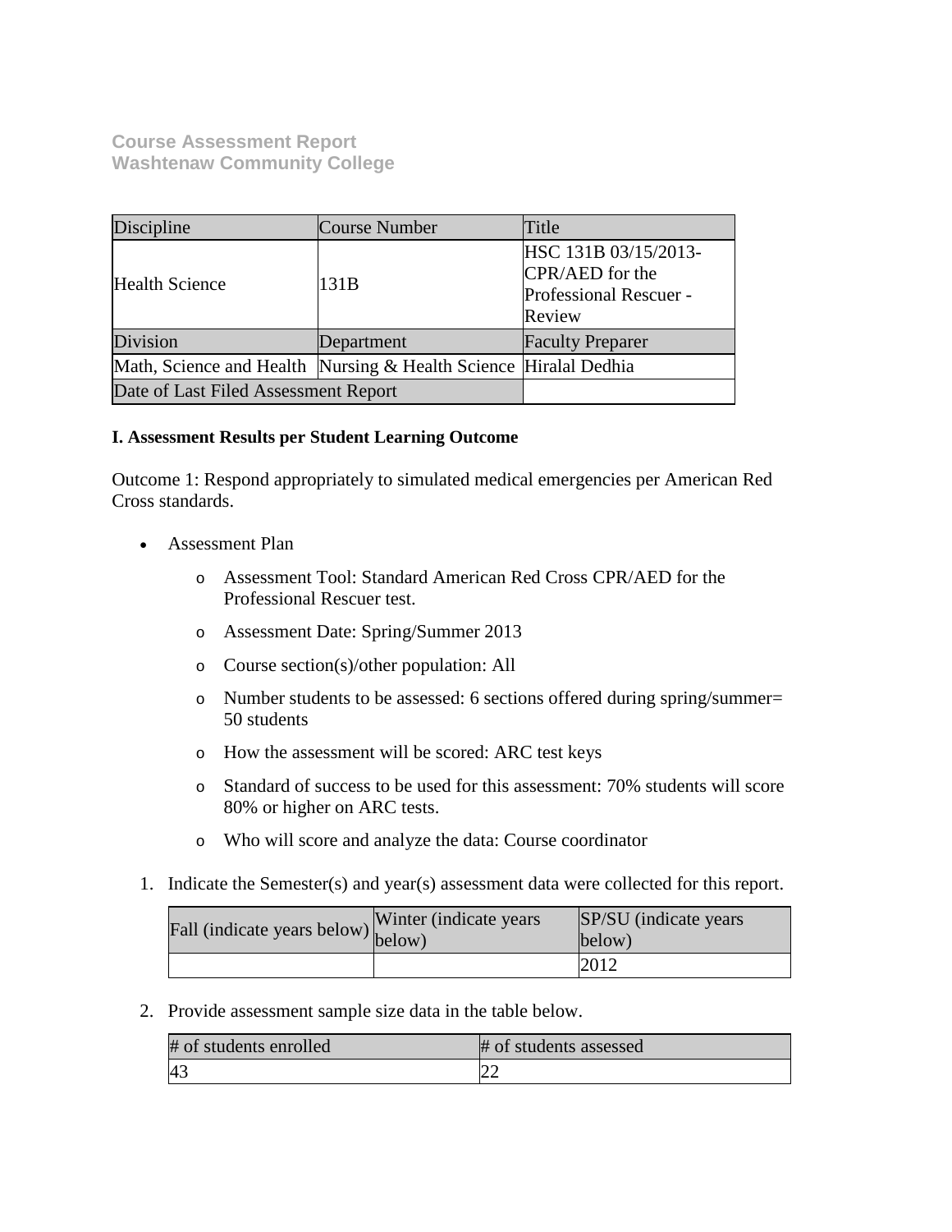**Course Assessment Report**
**Washtenaw Community College**

| Discipline | Course Number | Title |
|---|---|---|
| Health Science | 131B | HSC 131B 03/15/2013-CPR/AED for the Professional Rescuer - Review |
| Division | Department | Faculty Preparer |
| Math, Science and Health | Nursing & Health Science | Hiralal Dedhia |
| Date of Last Filed Assessment Report | | |

**I. Assessment Results per Student Learning Outcome**

Outcome 1: Respond appropriately to simulated medical emergencies per American Red Cross standards.

- Assessment Plan
  - Assessment Tool: Standard American Red Cross CPR/AED for the Professional Rescuer test.
  - Assessment Date: Spring/Summer 2013
  - Course section(s)/other population: All
  - Number students to be assessed: 6 sections offered during spring/summer= 50 students
  - How the assessment will be scored: ARC test keys
  - Standard of success to be used for this assessment: 70% students will score 80% or higher on ARC tests.
  - Who will score and analyze the data: Course coordinator

1. Indicate the Semester(s) and year(s) assessment data were collected for this report.

| Fall (indicate years below) | Winter (indicate years below) | SP/SU (indicate years below) |
|---|---|---|
| | | 2012 |

2. Provide assessment sample size data in the table below.

| # of students enrolled | # of students assessed |
|---|---|
| 43 | 22 |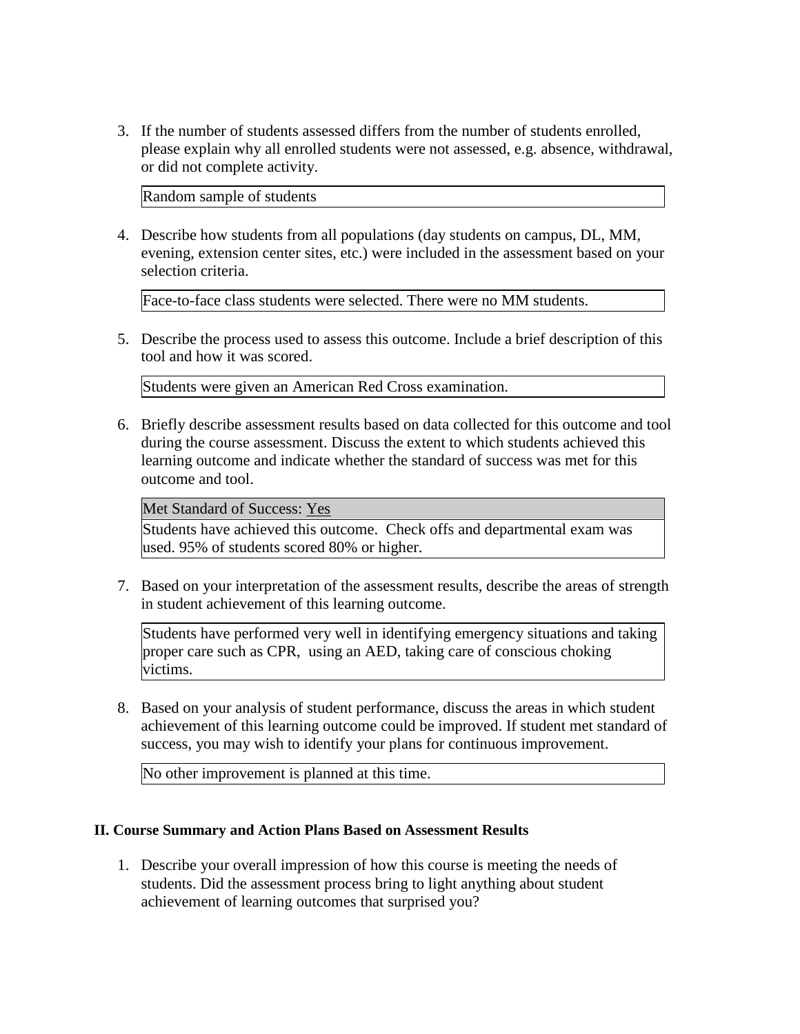3. If the number of students assessed differs from the number of students enrolled, please explain why all enrolled students were not assessed, e.g. absence, withdrawal, or did not complete activity.

| Random sample of students |
|---|

4. Describe how students from all populations (day students on campus, DL, MM, evening, extension center sites, etc.) were included in the assessment based on your selection criteria.

| Face-to-face class students were selected. There were no MM students. |
|---|

5. Describe the process used to assess this outcome. Include a brief description of this tool and how it was scored.

| Students were given an American Red Cross examination. |
|---|

6. Briefly describe assessment results based on data collected for this outcome and tool during the course assessment. Discuss the extent to which students achieved this learning outcome and indicate whether the standard of success was met for this outcome and tool.

| Met Standard of Success: Yes |
|---|
| Students have achieved this outcome. Check offs and departmental exam was used. 95% of students scored 80% or higher. |

7. Based on your interpretation of the assessment results, describe the areas of strength in student achievement of this learning outcome.

| Students have performed very well in identifying emergency situations and taking proper care such as CPR, using an AED, taking care of conscious choking victims. |
|---|

8. Based on your analysis of student performance, discuss the areas in which student achievement of this learning outcome could be improved. If student met standard of success, you may wish to identify your plans for continuous improvement.

| No other improvement is planned at this time. |
|---|

**II. Course Summary and Action Plans Based on Assessment Results**

1. Describe your overall impression of how this course is meeting the needs of students. Did the assessment process bring to light anything about student achievement of learning outcomes that surprised you?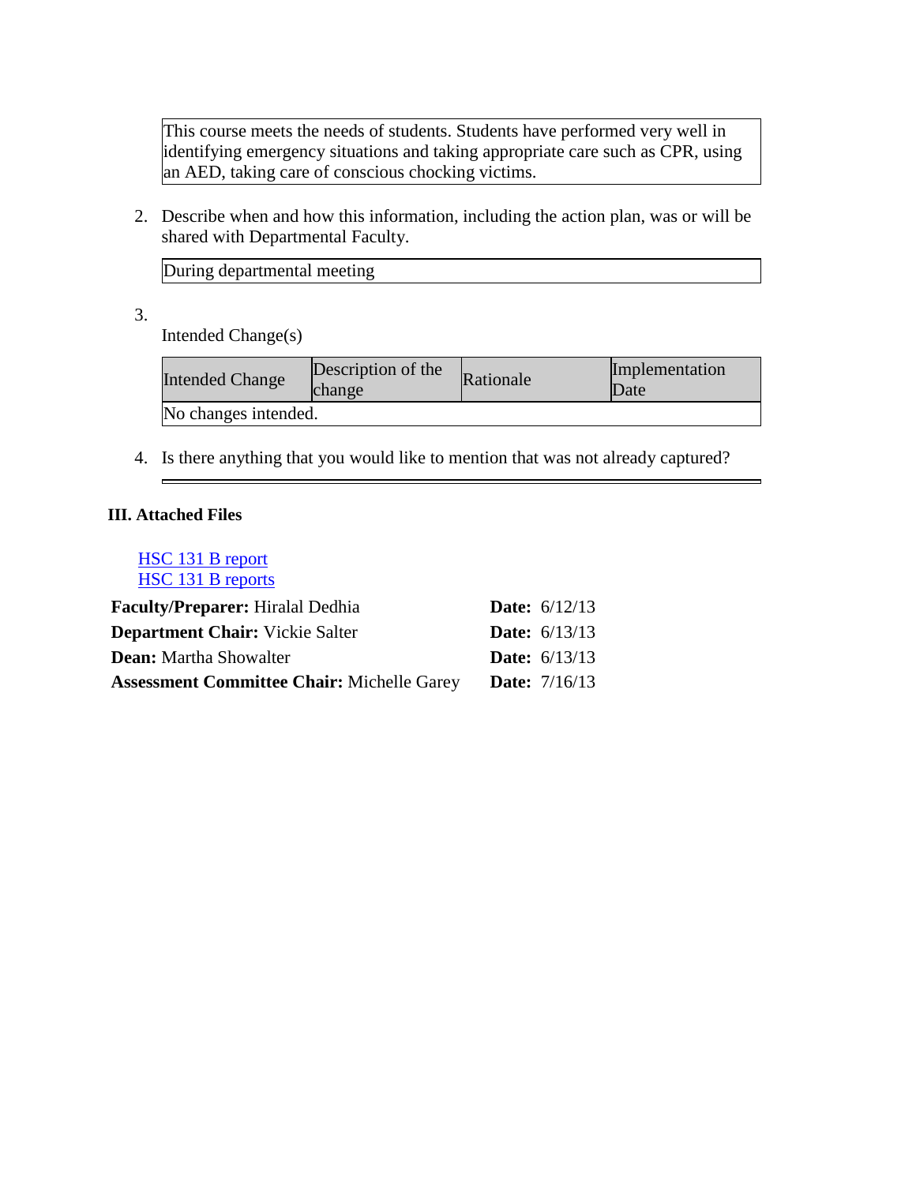This course meets the needs of students. Students have performed very well in identifying emergency situations and taking appropriate care such as CPR, using an AED, taking care of conscious chocking victims.

2. Describe when and how this information, including the action plan, was or will be shared with Departmental Faculty.

During departmental meeting

3. 

Intended Change(s)

| Intended Change | Description of the change | Rationale | Implementation Date |
|---|---|---|---|
| No changes intended. | | | |

4. Is there anything that you would like to mention that was not already captured?

### III. Attached Files

HSC 131 B report
HSC 131 B reports

**Faculty/Preparer:** Hiralal Dedhia **Date:** 6/12/13
**Department Chair:** Vickie Salter **Date:** 6/13/13
**Dean:** Martha Showalter **Date:** 6/13/13
**Assessment Committee Chair:** Michelle Garey **Date:** 7/16/13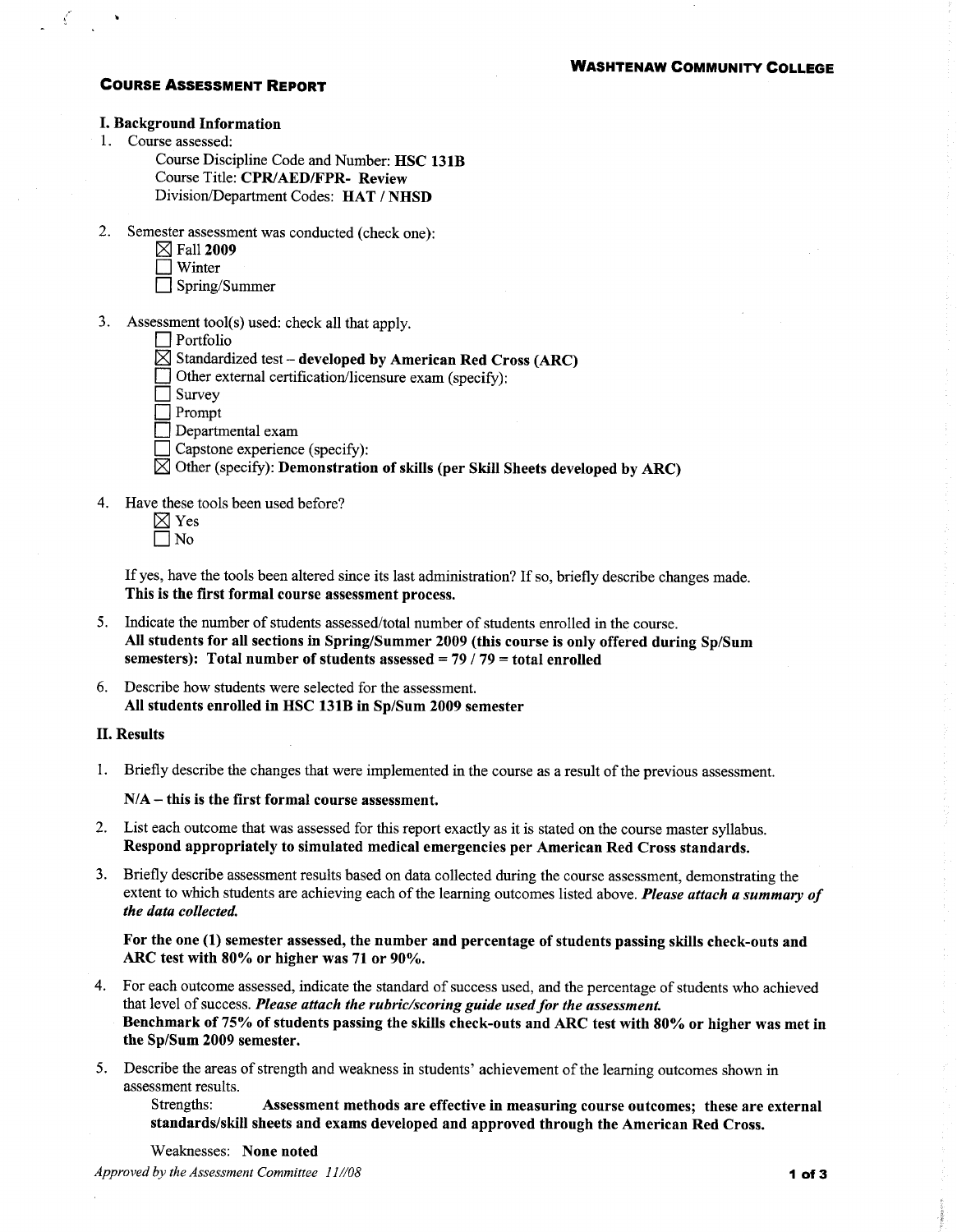**WASHTENAW COMMUNITY COLLEGE**

## COURSE ASSESSMENT REPORT

### I. Background Information

1. Course assessed:
   - Course Discipline Code and Number: **HSC 131B**
   - Course Title: **CPR/AED/FPR- Review**
   - Division/Department Codes: **HAT / NHSD**

2. Semester assessment was conducted (check one):
   - ☒ Fall **2009**
   - ☐ Winter
   - ☐ Spring/Summer

3. Assessment tool(s) used: check all that apply.
   - ☐ Portfolio
   - ☒ Standardized test – **developed by American Red Cross (ARC)**
   - ☐ Other external certification/licensure exam (specify):
   - ☐ Survey
   - ☐ Prompt
   - ☐ Departmental exam
   - ☐ Capstone experience (specify):
   - ☒ Other (specify): **Demonstration of skills (per Skill Sheets developed by ARC)**

4. Have these tools been used before?
   - ☒ Yes
   - ☐ No

   If yes, have the tools been altered since its last administration? If so, briefly describe changes made.
   **This is the first formal course assessment process.**

5. Indicate the number of students assessed/total number of students enrolled in the course.
   **All students for all sections in Spring/Summer 2009 (this course is only offered during Sp/Sum semesters): Total number of students assessed = 79 / 79 = total enrolled**

6. Describe how students were selected for the assessment.
   **All students enrolled in HSC 131B in Sp/Sum 2009 semester**

### II. Results

1. Briefly describe the changes that were implemented in the course as a result of the previous assessment.

   **N/A – this is the first formal course assessment.**

2. List each outcome that was assessed for this report exactly as it is stated on the course master syllabus.
   **Respond appropriately to simulated medical emergencies per American Red Cross standards.**

3. Briefly describe assessment results based on data collected during the course assessment, demonstrating the extent to which students are achieving each of the learning outcomes listed above. ***Please attach a summary of the data collected.***

   **For the one (1) semester assessed, the number and percentage of students passing skills check-outs and ARC test with 80% or higher was 71 or 90%.**

4. For each outcome assessed, indicate the standard of success used, and the percentage of students who achieved that level of success. ***Please attach the rubric/scoring guide used for the assessment.***
   **Benchmark of 75% of students passing the skills check-outs and ARC test with 80% or higher was met in the Sp/Sum 2009 semester.**

5. Describe the areas of strength and weakness in students' achievement of the learning outcomes shown in assessment results.

   Strengths: **Assessment methods are effective in measuring course outcomes; these are external standards/skill sheets and exams developed and approved through the American Red Cross.**

   Weaknesses: **None noted**

*Approved by the Assessment Committee 11//08*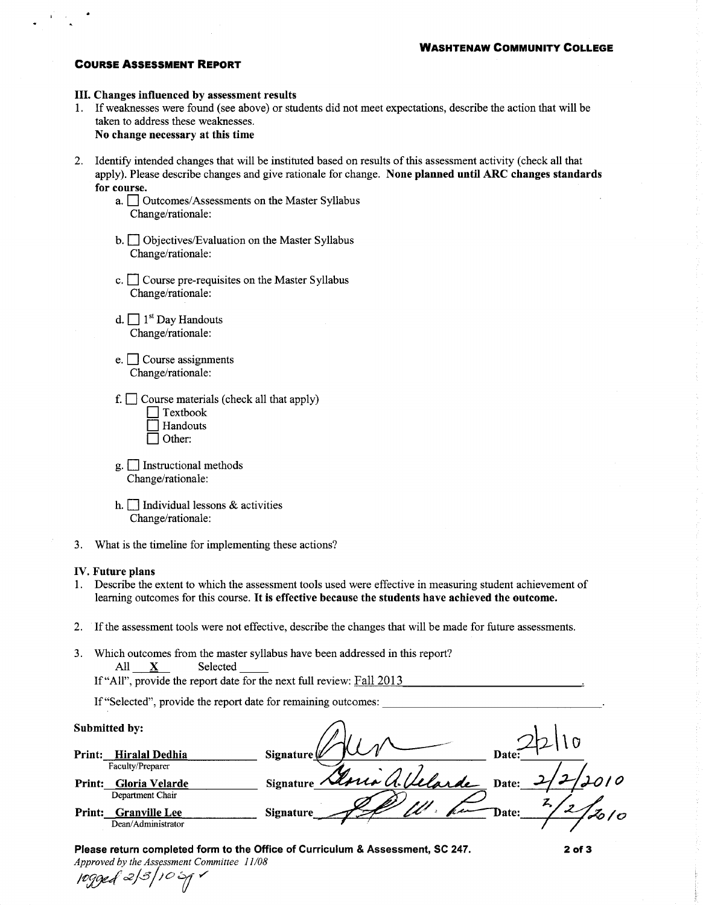**Course Assessment Report**

**Washtenaw Community College**

**III. Changes influenced by assessment results**

1. If weaknesses were found (see above) or students did not meet expectations, describe the action that will be taken to address these weaknesses.
   **No change necessary at this time**

2. Identify intended changes that will be instituted based on results of this assessment activity (check all that apply). Please describe changes and give rationale for change. **None planned until ARC changes standards for course.**
   a. ☐ Outcomes/Assessments on the Master Syllabus
      Change/rationale:

   b. ☐ Objectives/Evaluation on the Master Syllabus
      Change/rationale:

   c. ☐ Course pre-requisites on the Master Syllabus
      Change/rationale:

   d. ☐ 1st Day Handouts
      Change/rationale:

   e. ☐ Course assignments
      Change/rationale:

   f. ☐ Course materials (check all that apply)
      ☐ Textbook
      ☐ Handouts
      ☐ Other:

   g. ☐ Instructional methods
      Change/rationale:

   h. ☐ Individual lessons & activities
      Change/rationale:

3. What is the timeline for implementing these actions?

**IV. Future plans**

1. Describe the extent to which the assessment tools used were effective in measuring student achievement of learning outcomes for this course. **It is effective because the students have achieved the outcome.**

2. If the assessment tools were not effective, describe the changes that will be made for future assessments.

3. Which outcomes from the master syllabus have been addressed in this report?
   All __X__ Selected ____
   If "All", provide the report date for the next full review: Fall 2013
   If "Selected", provide the report date for remaining outcomes: ____________

**Submitted by:**

| | | |
|---|---|---|
| Print: Hiralal Dedhia (Faculty/Preparer) | Signature [signed] | Date: 2/2/10 |
| Print: Gloria Velarde (Department Chair) | Signature Gloria A. Velarde | Date: 2/2/2010 |
| Print: Granville Lee (Dean/Administrator) | Signature [signed] | Date: 2/2/2010 |

**Please return completed form to the Office of Curriculum & Assessment, SC 247.**

*Approved by the Assessment Committee 11/08*

logged 2/3/10 sg ✓